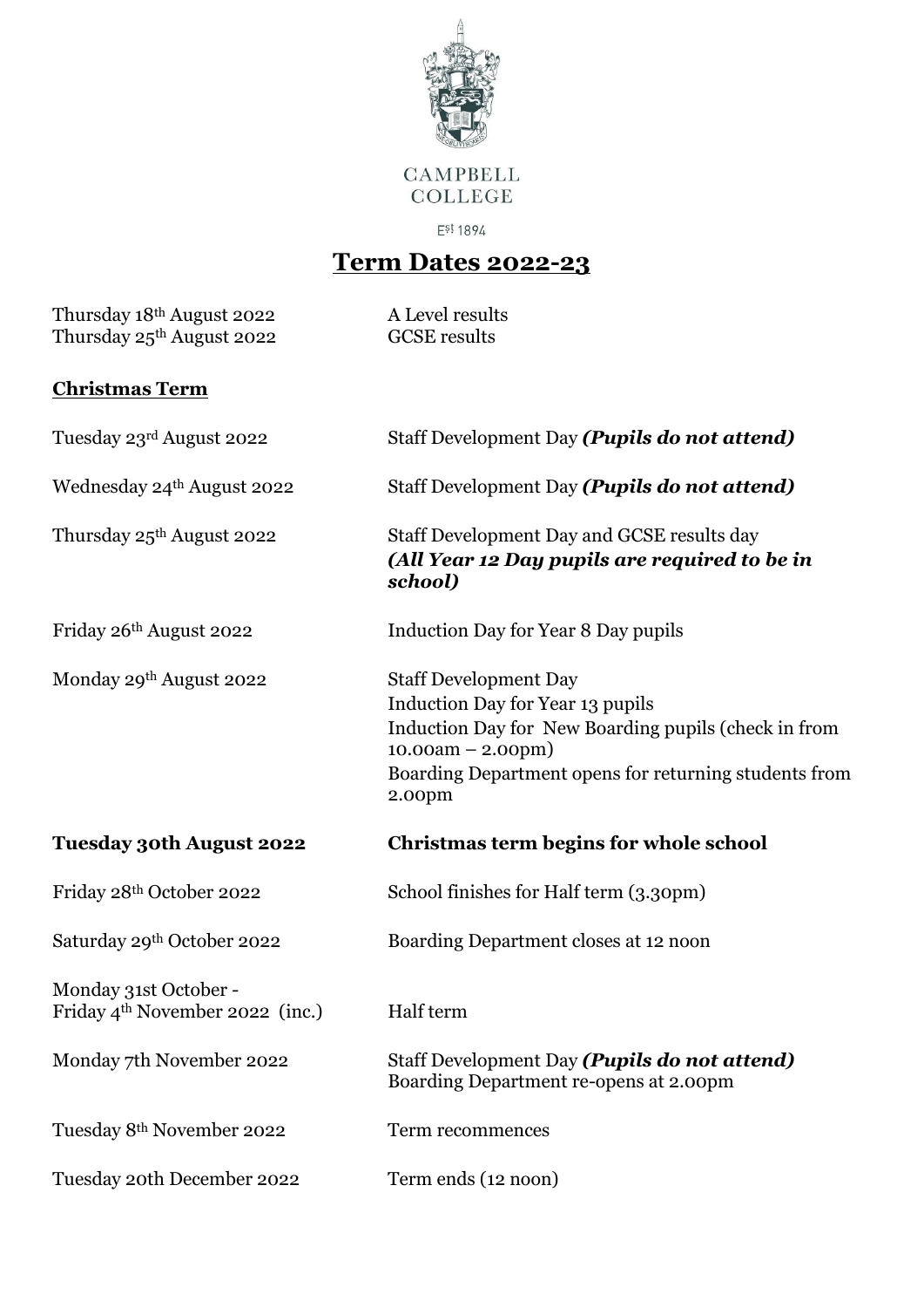CAMPBELL COLLEGE

Est 1894

# Term Dates 2022-23

| | |
|---|---|
| Thursday 18th August 2022 | A Level results |
| Thursday 25th August 2022 | GCSE results |

## Christmas Term

| | |
|---|---|
| Tuesday 23rd August 2022 | Staff Development Day ***(Pupils do not attend)*** |
| Wednesday 24th August 2022 | Staff Development Day ***(Pupils do not attend)*** |
| Thursday 25th August 2022 | Staff Development Day and GCSE results day ***(All Year 12 Day pupils are required to be in school)*** |
| Friday 26th August 2022 | Induction Day for Year 8 Day pupils |
| Monday 29th August 2022 | Staff Development Day<br>Induction Day for Year 13 pupils<br>Induction Day for New Boarding pupils (check in from 10.00am – 2.00pm)<br>Boarding Department opens for returning students from 2.00pm |
| **Tuesday 30th August 2022** | **Christmas term begins for whole school** |
| Friday 28th October 2022 | School finishes for Half term (3.30pm) |
| Saturday 29th October 2022 | Boarding Department closes at 12 noon |
| Monday 31st October - Friday 4th November 2022 (inc.) | Half term |
| Monday 7th November 2022 | Staff Development Day ***(Pupils do not attend)***<br>Boarding Department re-opens at 2.00pm |
| Tuesday 8th November 2022 | Term recommences |
| Tuesday 20th December 2022 | Term ends (12 noon) |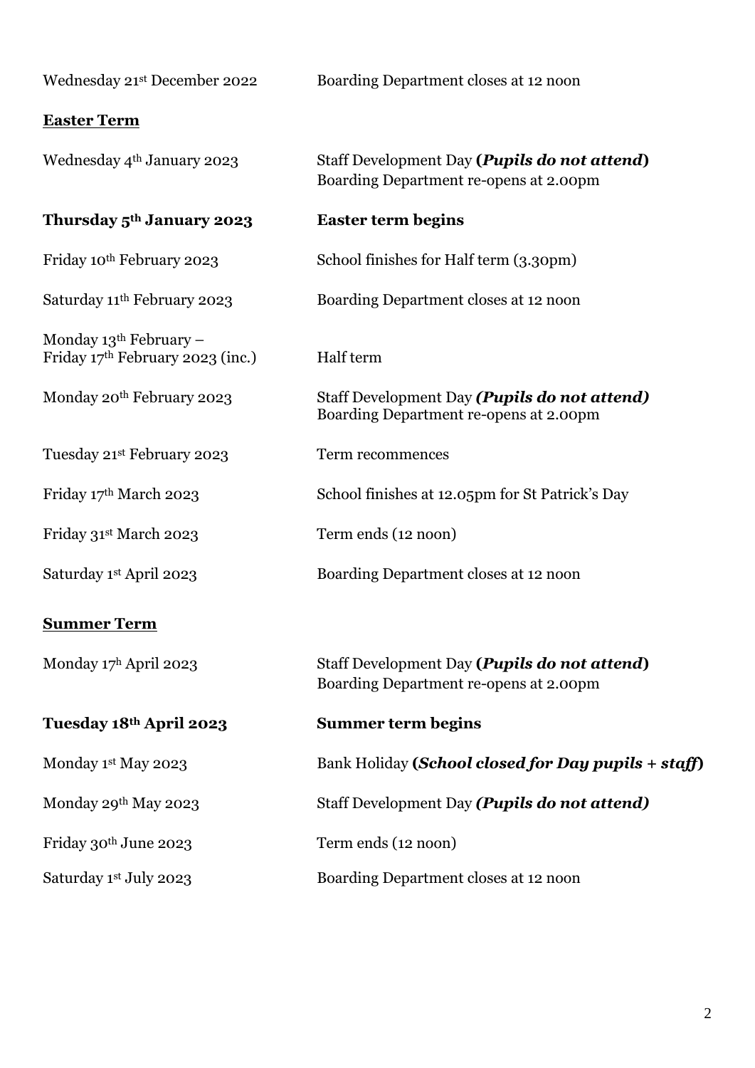| | |
|---|---|
| Wednesday 21st December 2022 | Boarding Department closes at 12 noon |

**Easter Term**

| | |
|---|---|
| Wednesday 4th January 2023 | Staff Development Day **(*Pupils do not attend*)**<br>Boarding Department re-opens at 2.00pm |
| **Thursday 5th January 2023** | **Easter term begins** |
| Friday 10th February 2023 | School finishes for Half term (3.30pm) |
| Saturday 11th February 2023 | Boarding Department closes at 12 noon |
| Monday 13th February –<br>Friday 17th February 2023 (inc.) | Half term |
| Monday 20th February 2023 | Staff Development Day ***(Pupils do not attend)***<br>Boarding Department re-opens at 2.00pm |
| Tuesday 21st February 2023 | Term recommences |
| Friday 17th March 2023 | School finishes at 12.05pm for St Patrick's Day |
| Friday 31st March 2023 | Term ends (12 noon) |
| Saturday 1st April 2023 | Boarding Department closes at 12 noon |

**Summer Term**

| | |
|---|---|
| Monday 17h April 2023 | Staff Development Day **(*Pupils do not attend*)**<br>Boarding Department re-opens at 2.00pm |
| **Tuesday 18th April 2023** | **Summer term begins** |
| Monday 1st May 2023 | Bank Holiday **(*School closed for Day pupils + staff*)** |
| Monday 29th May 2023 | Staff Development Day ***(Pupils do not attend)*** |
| Friday 30th June 2023 | Term ends (12 noon) |
| Saturday 1st July 2023 | Boarding Department closes at 12 noon |